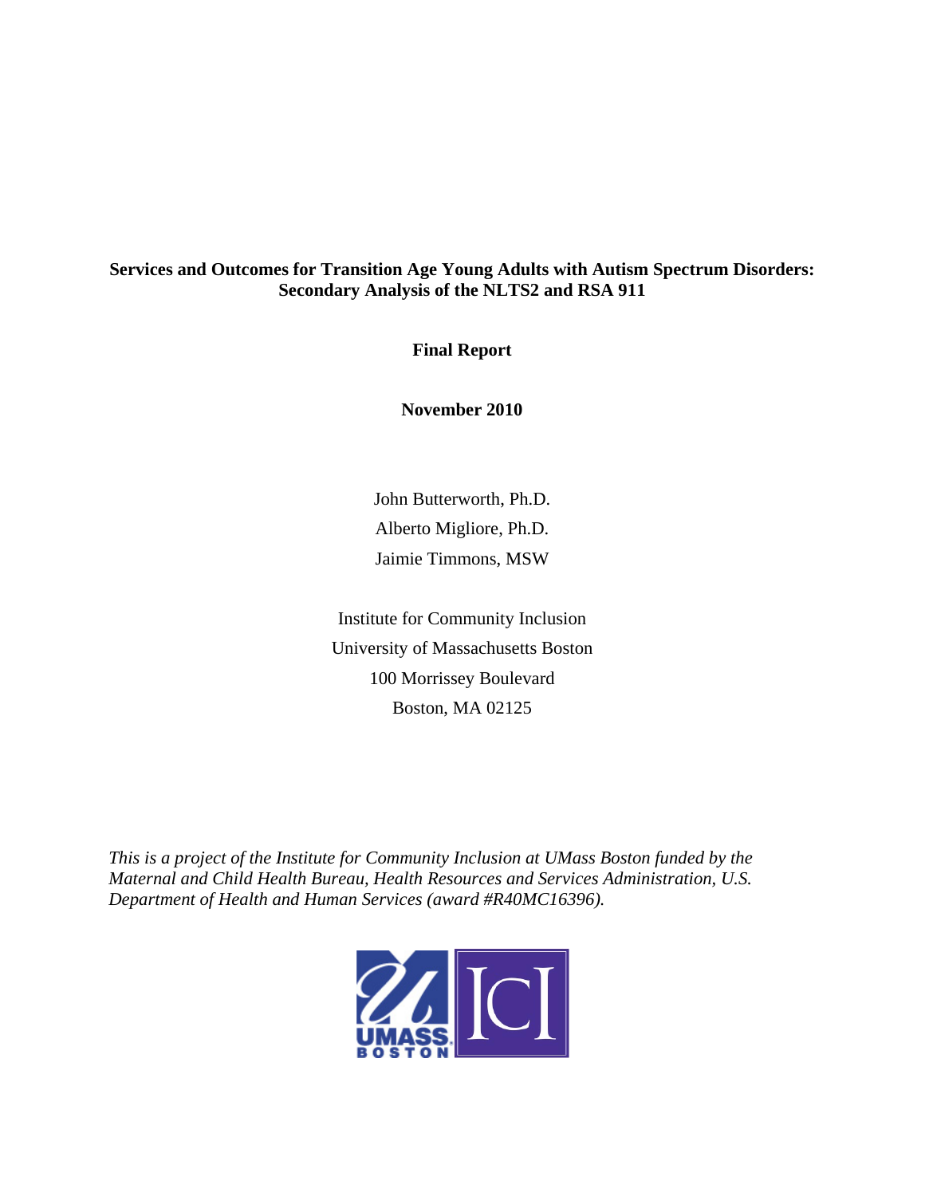# Services and Outcomes for Transition Age Young Adults with Autism Spectrum Disorders: Secondary Analysis of the NLTS2 and RSA 911

**Final Report**

**November 2010**

John Butterworth, Ph.D.
Alberto Migliore, Ph.D.
Jaimie Timmons, MSW

Institute for Community Inclusion
University of Massachusetts Boston
100 Morrissey Boulevard
Boston, MA 02125

*This is a project of the Institute for Community Inclusion at UMass Boston funded by the Maternal and Child Health Bureau, Health Resources and Services Administration, U.S. Department of Health and Human Services (award #R40MC16396).*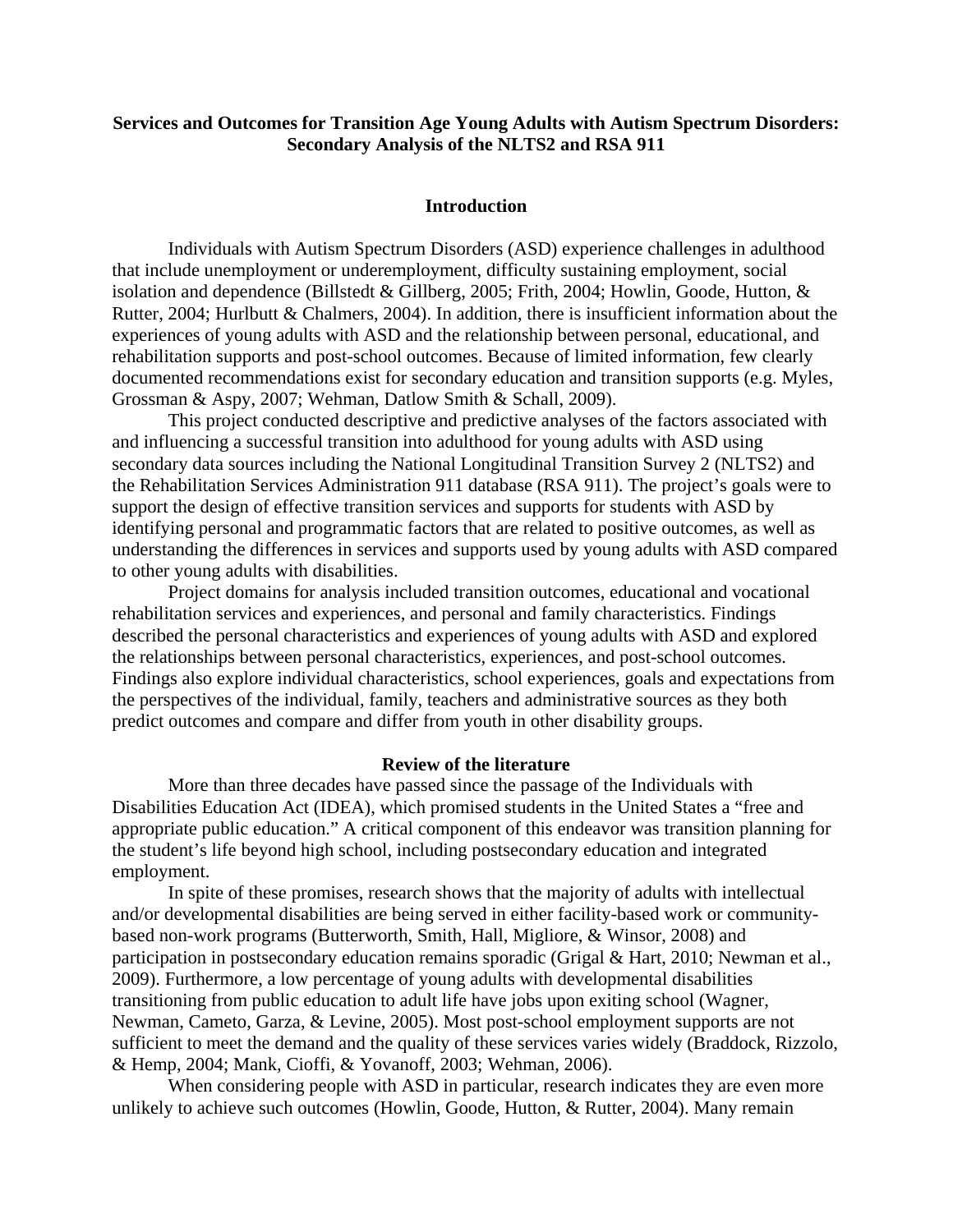# Services and Outcomes for Transition Age Young Adults with Autism Spectrum Disorders: Secondary Analysis of the NLTS2 and RSA 911

## Introduction

Individuals with Autism Spectrum Disorders (ASD) experience challenges in adulthood that include unemployment or underemployment, difficulty sustaining employment, social isolation and dependence (Billstedt & Gillberg, 2005; Frith, 2004; Howlin, Goode, Hutton, & Rutter, 2004; Hurlbutt & Chalmers, 2004). In addition, there is insufficient information about the experiences of young adults with ASD and the relationship between personal, educational, and rehabilitation supports and post-school outcomes. Because of limited information, few clearly documented recommendations exist for secondary education and transition supports (e.g. Myles, Grossman & Aspy, 2007; Wehman, Datlow Smith & Schall, 2009).

This project conducted descriptive and predictive analyses of the factors associated with and influencing a successful transition into adulthood for young adults with ASD using secondary data sources including the National Longitudinal Transition Survey 2 (NLTS2) and the Rehabilitation Services Administration 911 database (RSA 911). The project's goals were to support the design of effective transition services and supports for students with ASD by identifying personal and programmatic factors that are related to positive outcomes, as well as understanding the differences in services and supports used by young adults with ASD compared to other young adults with disabilities.

Project domains for analysis included transition outcomes, educational and vocational rehabilitation services and experiences, and personal and family characteristics. Findings described the personal characteristics and experiences of young adults with ASD and explored the relationships between personal characteristics, experiences, and post-school outcomes. Findings also explore individual characteristics, school experiences, goals and expectations from the perspectives of the individual, family, teachers and administrative sources as they both predict outcomes and compare and differ from youth in other disability groups.

## Review of the literature

More than three decades have passed since the passage of the Individuals with Disabilities Education Act (IDEA), which promised students in the United States a "free and appropriate public education." A critical component of this endeavor was transition planning for the student's life beyond high school, including postsecondary education and integrated employment.

In spite of these promises, research shows that the majority of adults with intellectual and/or developmental disabilities are being served in either facility-based work or community-based non-work programs (Butterworth, Smith, Hall, Migliore, & Winsor, 2008) and participation in postsecondary education remains sporadic (Grigal & Hart, 2010; Newman et al., 2009). Furthermore, a low percentage of young adults with developmental disabilities transitioning from public education to adult life have jobs upon exiting school (Wagner, Newman, Cameto, Garza, & Levine, 2005). Most post-school employment supports are not sufficient to meet the demand and the quality of these services varies widely (Braddock, Rizzolo, & Hemp, 2004; Mank, Cioffi, & Yovanoff, 2003; Wehman, 2006).

When considering people with ASD in particular, research indicates they are even more unlikely to achieve such outcomes (Howlin, Goode, Hutton, & Rutter, 2004). Many remain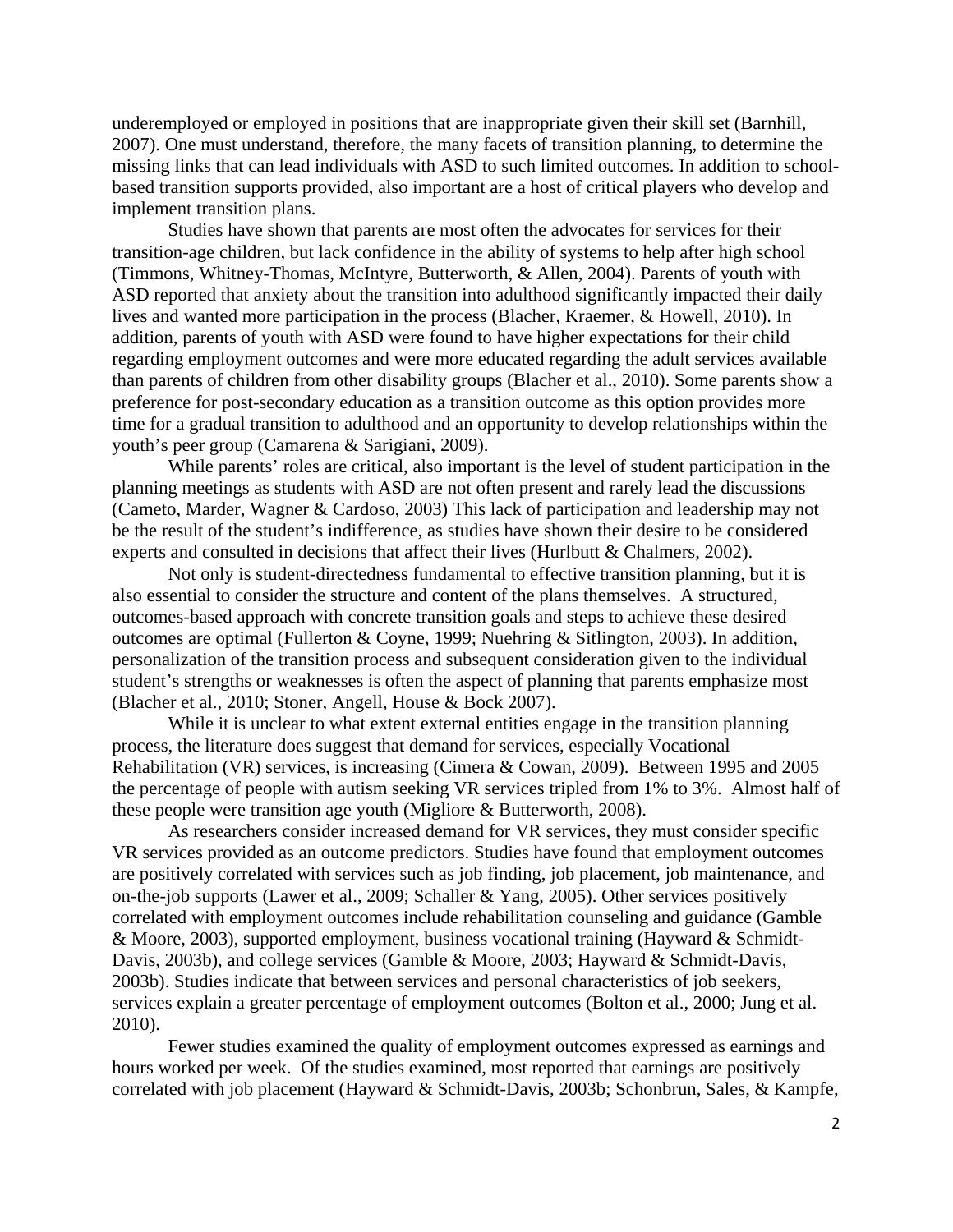underemployed or employed in positions that are inappropriate given their skill set (Barnhill, 2007). One must understand, therefore, the many facets of transition planning, to determine the missing links that can lead individuals with ASD to such limited outcomes. In addition to school-based transition supports provided, also important are a host of critical players who develop and implement transition plans.

Studies have shown that parents are most often the advocates for services for their transition-age children, but lack confidence in the ability of systems to help after high school (Timmons, Whitney-Thomas, McIntyre, Butterworth, & Allen, 2004). Parents of youth with ASD reported that anxiety about the transition into adulthood significantly impacted their daily lives and wanted more participation in the process (Blacher, Kraemer, & Howell, 2010). In addition, parents of youth with ASD were found to have higher expectations for their child regarding employment outcomes and were more educated regarding the adult services available than parents of children from other disability groups (Blacher et al., 2010). Some parents show a preference for post-secondary education as a transition outcome as this option provides more time for a gradual transition to adulthood and an opportunity to develop relationships within the youth's peer group (Camarena & Sarigiani, 2009).

While parents' roles are critical, also important is the level of student participation in the planning meetings as students with ASD are not often present and rarely lead the discussions (Cameto, Marder, Wagner & Cardoso, 2003) This lack of participation and leadership may not be the result of the student's indifference, as studies have shown their desire to be considered experts and consulted in decisions that affect their lives (Hurlbutt & Chalmers, 2002).

Not only is student-directedness fundamental to effective transition planning, but it is also essential to consider the structure and content of the plans themselves. A structured, outcomes-based approach with concrete transition goals and steps to achieve these desired outcomes are optimal (Fullerton & Coyne, 1999; Nuehring & Sitlington, 2003). In addition, personalization of the transition process and subsequent consideration given to the individual student's strengths or weaknesses is often the aspect of planning that parents emphasize most (Blacher et al., 2010; Stoner, Angell, House & Bock 2007).

While it is unclear to what extent external entities engage in the transition planning process, the literature does suggest that demand for services, especially Vocational Rehabilitation (VR) services, is increasing (Cimera & Cowan, 2009). Between 1995 and 2005 the percentage of people with autism seeking VR services tripled from 1% to 3%. Almost half of these people were transition age youth (Migliore & Butterworth, 2008).

As researchers consider increased demand for VR services, they must consider specific VR services provided as an outcome predictors. Studies have found that employment outcomes are positively correlated with services such as job finding, job placement, job maintenance, and on-the-job supports (Lawer et al., 2009; Schaller & Yang, 2005). Other services positively correlated with employment outcomes include rehabilitation counseling and guidance (Gamble & Moore, 2003), supported employment, business vocational training (Hayward & Schmidt-Davis, 2003b), and college services (Gamble & Moore, 2003; Hayward & Schmidt-Davis, 2003b). Studies indicate that between services and personal characteristics of job seekers, services explain a greater percentage of employment outcomes (Bolton et al., 2000; Jung et al. 2010).

Fewer studies examined the quality of employment outcomes expressed as earnings and hours worked per week. Of the studies examined, most reported that earnings are positively correlated with job placement (Hayward & Schmidt-Davis, 2003b; Schonbrun, Sales, & Kampfe,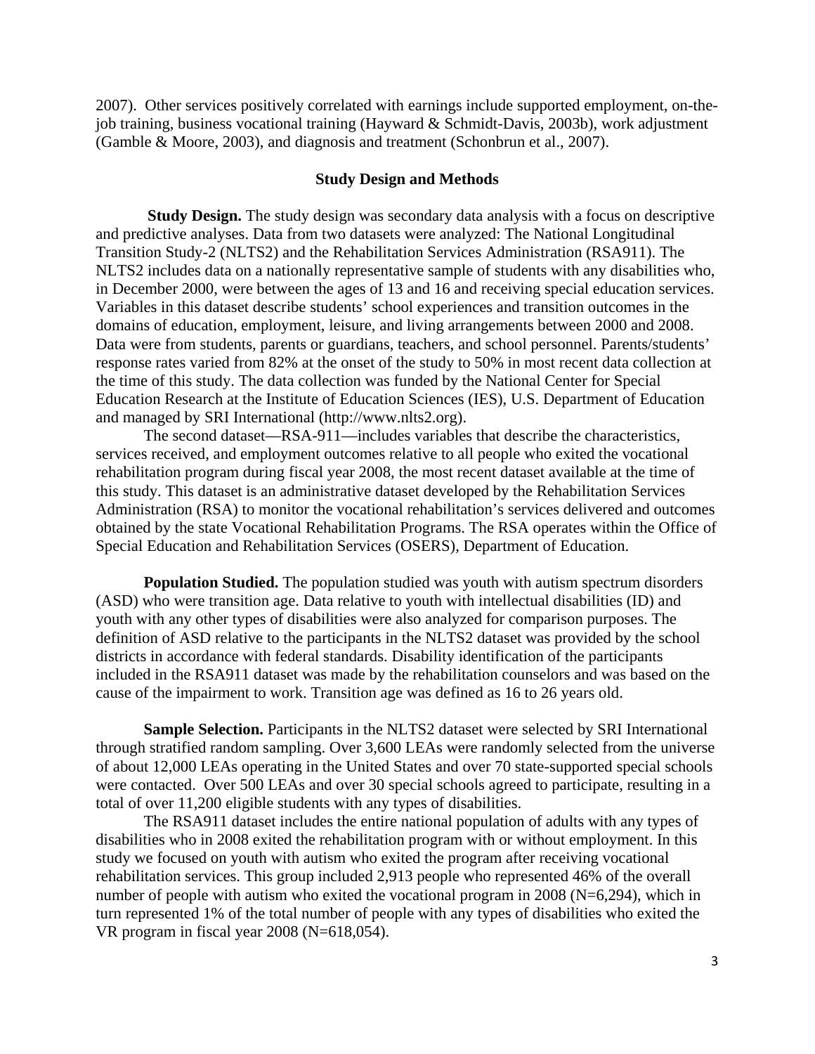2007). Other services positively correlated with earnings include supported employment, on-the-job training, business vocational training (Hayward & Schmidt-Davis, 2003b), work adjustment (Gamble & Moore, 2003), and diagnosis and treatment (Schonbrun et al., 2007).

## Study Design and Methods

**Study Design.** The study design was secondary data analysis with a focus on descriptive and predictive analyses. Data from two datasets were analyzed: The National Longitudinal Transition Study-2 (NLTS2) and the Rehabilitation Services Administration (RSA911). The NLTS2 includes data on a nationally representative sample of students with any disabilities who, in December 2000, were between the ages of 13 and 16 and receiving special education services. Variables in this dataset describe students' school experiences and transition outcomes in the domains of education, employment, leisure, and living arrangements between 2000 and 2008. Data were from students, parents or guardians, teachers, and school personnel. Parents/students' response rates varied from 82% at the onset of the study to 50% in most recent data collection at the time of this study. The data collection was funded by the National Center for Special Education Research at the Institute of Education Sciences (IES), U.S. Department of Education and managed by SRI International (http://www.nlts2.org).

The second dataset—RSA-911—includes variables that describe the characteristics, services received, and employment outcomes relative to all people who exited the vocational rehabilitation program during fiscal year 2008, the most recent dataset available at the time of this study. This dataset is an administrative dataset developed by the Rehabilitation Services Administration (RSA) to monitor the vocational rehabilitation's services delivered and outcomes obtained by the state Vocational Rehabilitation Programs. The RSA operates within the Office of Special Education and Rehabilitation Services (OSERS), Department of Education.

**Population Studied.** The population studied was youth with autism spectrum disorders (ASD) who were transition age. Data relative to youth with intellectual disabilities (ID) and youth with any other types of disabilities were also analyzed for comparison purposes. The definition of ASD relative to the participants in the NLTS2 dataset was provided by the school districts in accordance with federal standards. Disability identification of the participants included in the RSA911 dataset was made by the rehabilitation counselors and was based on the cause of the impairment to work. Transition age was defined as 16 to 26 years old.

**Sample Selection.** Participants in the NLTS2 dataset were selected by SRI International through stratified random sampling. Over 3,600 LEAs were randomly selected from the universe of about 12,000 LEAs operating in the United States and over 70 state-supported special schools were contacted. Over 500 LEAs and over 30 special schools agreed to participate, resulting in a total of over 11,200 eligible students with any types of disabilities.

The RSA911 dataset includes the entire national population of adults with any types of disabilities who in 2008 exited the rehabilitation program with or without employment. In this study we focused on youth with autism who exited the program after receiving vocational rehabilitation services. This group included 2,913 people who represented 46% of the overall number of people with autism who exited the vocational program in 2008 (N=6,294), which in turn represented 1% of the total number of people with any types of disabilities who exited the VR program in fiscal year 2008 (N=618,054).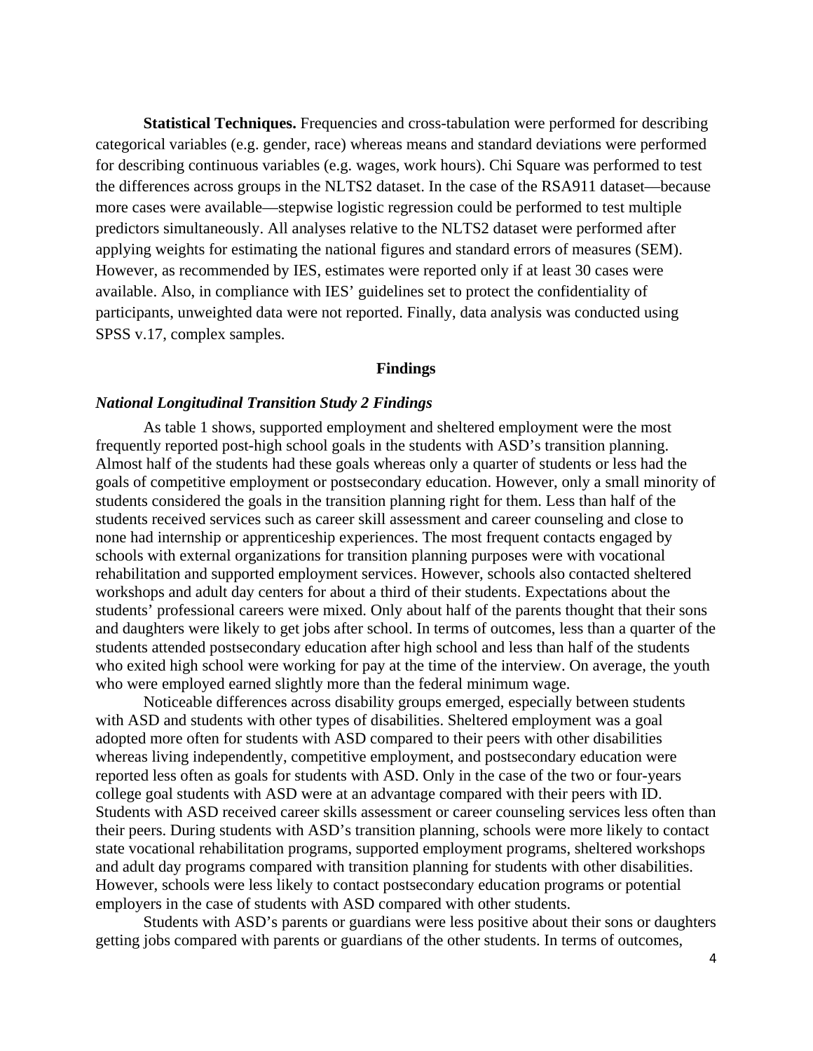**Statistical Techniques.** Frequencies and cross-tabulation were performed for describing categorical variables (e.g. gender, race) whereas means and standard deviations were performed for describing continuous variables (e.g. wages, work hours). Chi Square was performed to test the differences across groups in the NLTS2 dataset. In the case of the RSA911 dataset—because more cases were available—stepwise logistic regression could be performed to test multiple predictors simultaneously. All analyses relative to the NLTS2 dataset were performed after applying weights for estimating the national figures and standard errors of measures (SEM). However, as recommended by IES, estimates were reported only if at least 30 cases were available. Also, in compliance with IES' guidelines set to protect the confidentiality of participants, unweighted data were not reported. Finally, data analysis was conducted using SPSS v.17, complex samples.

## Findings

### *National Longitudinal Transition Study 2 Findings*

As table 1 shows, supported employment and sheltered employment were the most frequently reported post-high school goals in the students with ASD's transition planning. Almost half of the students had these goals whereas only a quarter of students or less had the goals of competitive employment or postsecondary education. However, only a small minority of students considered the goals in the transition planning right for them. Less than half of the students received services such as career skill assessment and career counseling and close to none had internship or apprenticeship experiences. The most frequent contacts engaged by schools with external organizations for transition planning purposes were with vocational rehabilitation and supported employment services. However, schools also contacted sheltered workshops and adult day centers for about a third of their students. Expectations about the students' professional careers were mixed. Only about half of the parents thought that their sons and daughters were likely to get jobs after school. In terms of outcomes, less than a quarter of the students attended postsecondary education after high school and less than half of the students who exited high school were working for pay at the time of the interview. On average, the youth who were employed earned slightly more than the federal minimum wage.

Noticeable differences across disability groups emerged, especially between students with ASD and students with other types of disabilities. Sheltered employment was a goal adopted more often for students with ASD compared to their peers with other disabilities whereas living independently, competitive employment, and postsecondary education were reported less often as goals for students with ASD. Only in the case of the two or four-years college goal students with ASD were at an advantage compared with their peers with ID. Students with ASD received career skills assessment or career counseling services less often than their peers. During students with ASD's transition planning, schools were more likely to contact state vocational rehabilitation programs, supported employment programs, sheltered workshops and adult day programs compared with transition planning for students with other disabilities. However, schools were less likely to contact postsecondary education programs or potential employers in the case of students with ASD compared with other students.

Students with ASD's parents or guardians were less positive about their sons or daughters getting jobs compared with parents or guardians of the other students. In terms of outcomes,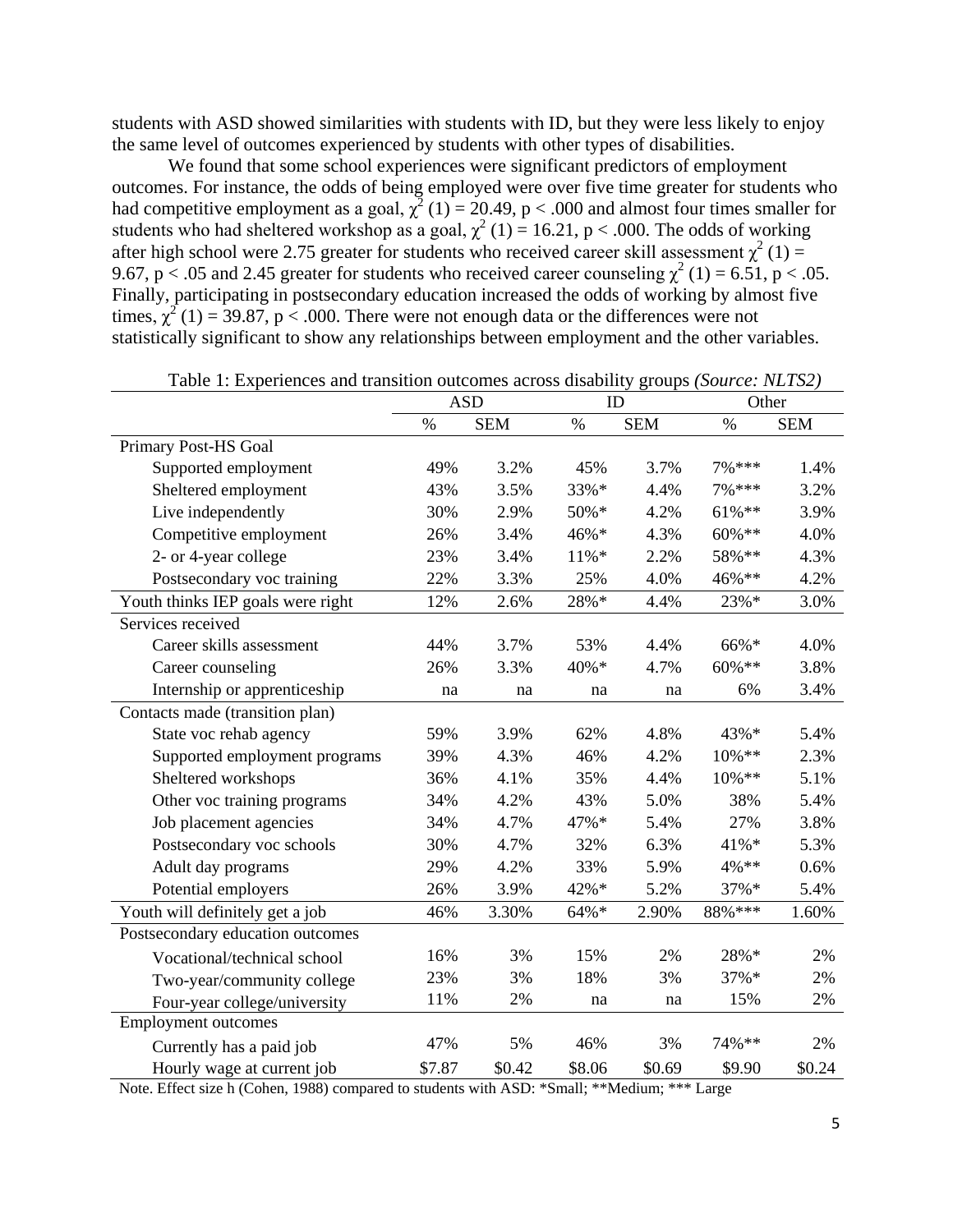students with ASD showed similarities with students with ID, but they were less likely to enjoy the same level of outcomes experienced by students with other types of disabilities.

We found that some school experiences were significant predictors of employment outcomes. For instance, the odds of being employed were over five time greater for students who had competitive employment as a goal, $\chi^2$ (1) = 20.49, p < .000 and almost four times smaller for students who had sheltered workshop as a goal, $\chi^2$ (1) = 16.21, p < .000. The odds of working after high school were 2.75 greater for students who received career skill assessment $\chi^2$ (1) = 9.67, p < .05 and 2.45 greater for students who received career counseling $\chi^2$ (1) = 6.51, p < .05. Finally, participating in postsecondary education increased the odds of working by almost five times, $\chi^2$ (1) = 39.87, p < .000. There were not enough data or the differences were not statistically significant to show any relationships between employment and the other variables.

Table 1: Experiences and transition outcomes across disability groups *(Source: NLTS2)*

| | ASD | | ID | | Other | |
|---|---|---|---|---|---|---|
| | % | SEM | % | SEM | % | SEM |
| Primary Post-HS Goal | | | | | | |
| Supported employment | 49% | 3.2% | 45% | 3.7% | 7%*** | 1.4% |
| Sheltered employment | 43% | 3.5% | 33%* | 4.4% | 7%*** | 3.2% |
| Live independently | 30% | 2.9% | 50%* | 4.2% | 61%** | 3.9% |
| Competitive employment | 26% | 3.4% | 46%* | 4.3% | 60%** | 4.0% |
| 2- or 4-year college | 23% | 3.4% | 11%* | 2.2% | 58%** | 4.3% |
| Postsecondary voc training | 22% | 3.3% | 25% | 4.0% | 46%** | 4.2% |
| Youth thinks IEP goals were right | 12% | 2.6% | 28%* | 4.4% | 23%* | 3.0% |
| Services received | | | | | | |
| Career skills assessment | 44% | 3.7% | 53% | 4.4% | 66%* | 4.0% |
| Career counseling | 26% | 3.3% | 40%* | 4.7% | 60%** | 3.8% |
| Internship or apprenticeship | na | na | na | na | 6% | 3.4% |
| Contacts made (transition plan) | | | | | | |
| State voc rehab agency | 59% | 3.9% | 62% | 4.8% | 43%* | 5.4% |
| Supported employment programs | 39% | 4.3% | 46% | 4.2% | 10%** | 2.3% |
| Sheltered workshops | 36% | 4.1% | 35% | 4.4% | 10%** | 5.1% |
| Other voc training programs | 34% | 4.2% | 43% | 5.0% | 38% | 5.4% |
| Job placement agencies | 34% | 4.7% | 47%* | 5.4% | 27% | 3.8% |
| Postsecondary voc schools | 30% | 4.7% | 32% | 6.3% | 41%* | 5.3% |
| Adult day programs | 29% | 4.2% | 33% | 5.9% | 4%** | 0.6% |
| Potential employers | 26% | 3.9% | 42%* | 5.2% | 37%* | 5.4% |
| Youth will definitely get a job | 46% | 3.30% | 64%* | 2.90% | 88%*** | 1.60% |
| Postsecondary education outcomes | | | | | | |
| Vocational/technical school | 16% | 3% | 15% | 2% | 28%* | 2% |
| Two-year/community college | 23% | 3% | 18% | 3% | 37%* | 2% |
| Four-year college/university | 11% | 2% | na | na | 15% | 2% |
| Employment outcomes | | | | | | |
| Currently has a paid job | 47% | 5% | 46% | 3% | 74%** | 2% |
| Hourly wage at current job | $7.87 | $0.42 | $8.06 | $0.69 | $9.90 | $0.24 |

Note. Effect size h (Cohen, 1988) compared to students with ASD: *Small; **Medium; *** Large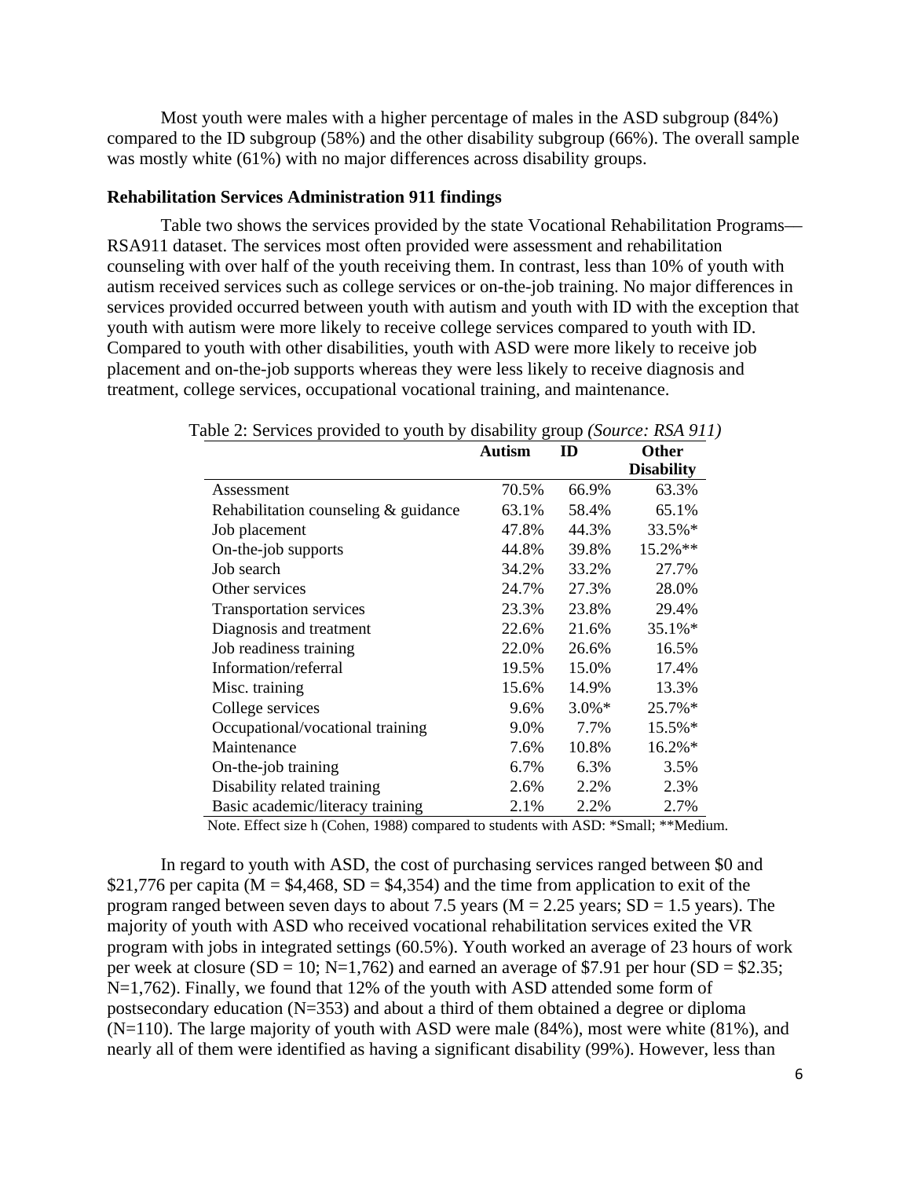Most youth were males with a higher percentage of males in the ASD subgroup (84%) compared to the ID subgroup (58%) and the other disability subgroup (66%). The overall sample was mostly white (61%) with no major differences across disability groups.

### Rehabilitation Services Administration 911 findings

Table two shows the services provided by the state Vocational Rehabilitation Programs—RSA911 dataset. The services most often provided were assessment and rehabilitation counseling with over half of the youth receiving them. In contrast, less than 10% of youth with autism received services such as college services or on-the-job training. No major differences in services provided occurred between youth with autism and youth with ID with the exception that youth with autism were more likely to receive college services compared to youth with ID. Compared to youth with other disabilities, youth with ASD were more likely to receive job placement and on-the-job supports whereas they were less likely to receive diagnosis and treatment, college services, occupational vocational training, and maintenance.

Table 2: Services provided to youth by disability group *(Source: RSA 911)*

| | Autism | ID | Other Disability |
|---|---|---|---|
| Assessment | 70.5% | 66.9% | 63.3% |
| Rehabilitation counseling & guidance | 63.1% | 58.4% | 65.1% |
| Job placement | 47.8% | 44.3% | 33.5%* |
| On-the-job supports | 44.8% | 39.8% | 15.2%** |
| Job search | 34.2% | 33.2% | 27.7% |
| Other services | 24.7% | 27.3% | 28.0% |
| Transportation services | 23.3% | 23.8% | 29.4% |
| Diagnosis and treatment | 22.6% | 21.6% | 35.1%* |
| Job readiness training | 22.0% | 26.6% | 16.5% |
| Information/referral | 19.5% | 15.0% | 17.4% |
| Misc. training | 15.6% | 14.9% | 13.3% |
| College services | 9.6% | 3.0%* | 25.7%* |
| Occupational/vocational training | 9.0% | 7.7% | 15.5%* |
| Maintenance | 7.6% | 10.8% | 16.2%* |
| On-the-job training | 6.7% | 6.3% | 3.5% |
| Disability related training | 2.6% | 2.2% | 2.3% |
| Basic academic/literacy training | 2.1% | 2.2% | 2.7% |

Note. Effect size h (Cohen, 1988) compared to students with ASD: *Small; **Medium.

In regard to youth with ASD, the cost of purchasing services ranged between \$0 and \$21,776 per capita (M = \$4,468, SD = \$4,354) and the time from application to exit of the program ranged between seven days to about 7.5 years (M = 2.25 years; SD = 1.5 years). The majority of youth with ASD who received vocational rehabilitation services exited the VR program with jobs in integrated settings (60.5%). Youth worked an average of 23 hours of work per week at closure (SD = 10; N=1,762) and earned an average of \$7.91 per hour (SD = \$2.35; N=1,762). Finally, we found that 12% of the youth with ASD attended some form of postsecondary education (N=353) and about a third of them obtained a degree or diploma (N=110). The large majority of youth with ASD were male (84%), most were white (81%), and nearly all of them were identified as having a significant disability (99%). However, less than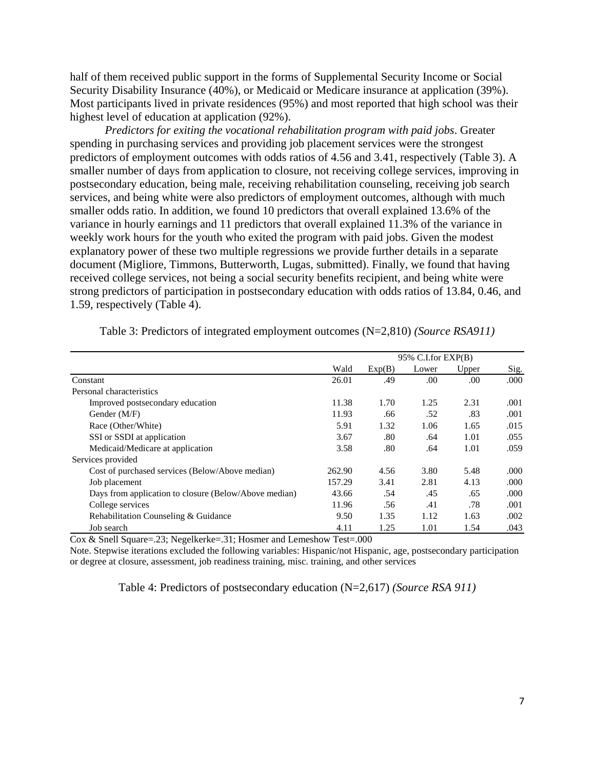half of them received public support in the forms of Supplemental Security Income or Social Security Disability Insurance (40%), or Medicaid or Medicare insurance at application (39%). Most participants lived in private residences (95%) and most reported that high school was their highest level of education at application (92%).

*Predictors for exiting the vocational rehabilitation program with paid jobs*. Greater spending in purchasing services and providing job placement services were the strongest predictors of employment outcomes with odds ratios of 4.56 and 3.41, respectively (Table 3). A smaller number of days from application to closure, not receiving college services, improving in postsecondary education, being male, receiving rehabilitation counseling, receiving job search services, and being white were also predictors of employment outcomes, although with much smaller odds ratio. In addition, we found 10 predictors that overall explained 13.6% of the variance in hourly earnings and 11 predictors that overall explained 11.3% of the variance in weekly work hours for the youth who exited the program with paid jobs. Given the modest explanatory power of these two multiple regressions we provide further details in a separate document (Migliore, Timmons, Butterworth, Lugas, submitted). Finally, we found that having received college services, not being a social security benefits recipient, and being white were strong predictors of participation in postsecondary education with odds ratios of 13.84, 0.46, and 1.59, respectively (Table 4).

Table 3: Predictors of integrated employment outcomes (N=2,810) *(Source RSA911)*

| | | | 95% C.I.for EXP(B) | | |
|---|---|---|---|---|---|
| | Wald | Exp(B) | Lower | Upper | Sig. |
| Constant | 26.01 | .49 | .00 | .00 | .000 |
| Personal characteristics | | | | | |
| Improved postsecondary education | 11.38 | 1.70 | 1.25 | 2.31 | .001 |
| Gender (M/F) | 11.93 | .66 | .52 | .83 | .001 |
| Race (Other/White) | 5.91 | 1.32 | 1.06 | 1.65 | .015 |
| SSI or SSDI at application | 3.67 | .80 | .64 | 1.01 | .055 |
| Medicaid/Medicare at application | 3.58 | .80 | .64 | 1.01 | .059 |
| Services provided | | | | | |
| Cost of purchased services (Below/Above median) | 262.90 | 4.56 | 3.80 | 5.48 | .000 |
| Job placement | 157.29 | 3.41 | 2.81 | 4.13 | .000 |
| Days from application to closure (Below/Above median) | 43.66 | .54 | .45 | .65 | .000 |
| College services | 11.96 | .56 | .41 | .78 | .001 |
| Rehabilitation Counseling & Guidance | 9.50 | 1.35 | 1.12 | 1.63 | .002 |
| Job search | 4.11 | 1.25 | 1.01 | 1.54 | .043 |

Cox & Snell Square=.23; Negelkerke=.31; Hosmer and Lemeshow Test=.000

Note. Stepwise iterations excluded the following variables: Hispanic/not Hispanic, age, postsecondary participation or degree at closure, assessment, job readiness training, misc. training, and other services

Table 4: Predictors of postsecondary education (N=2,617) *(Source RSA 911)*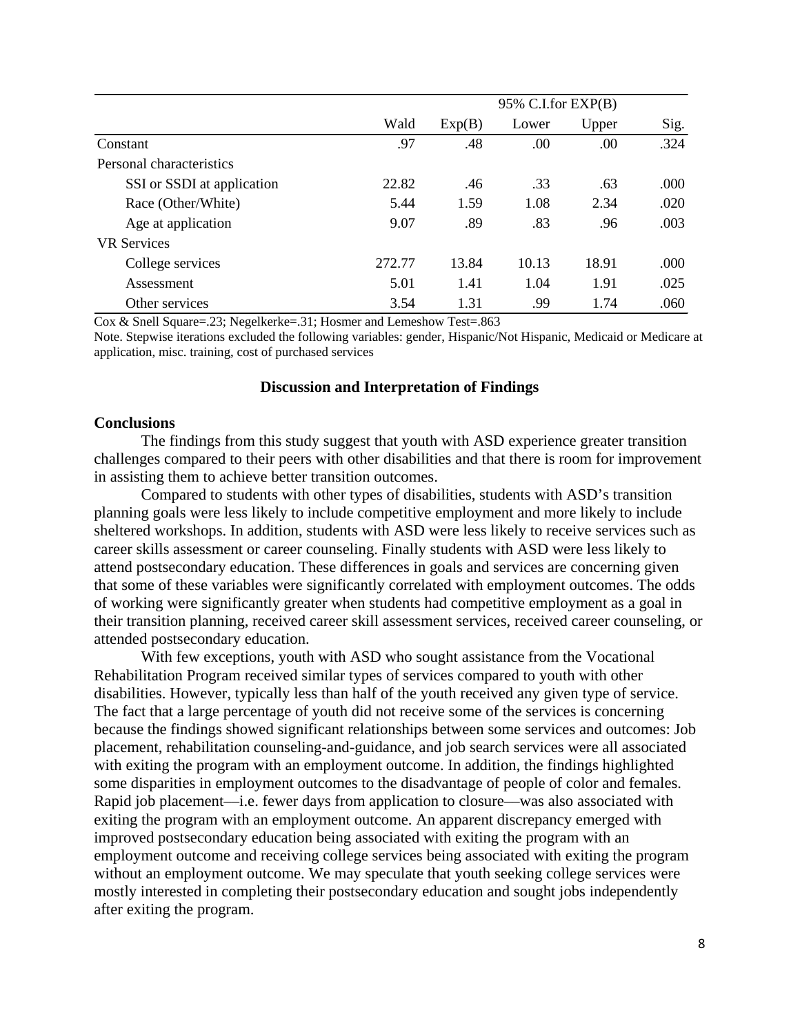| | Wald | Exp(B) | 95% C.I.for EXP(B) Lower | Upper | Sig. |
|---|---|---|---|---|---|
| Constant | .97 | .48 | .00 | .00 | .324 |
| Personal characteristics | | | | | |
| SSI or SSDI at application | 22.82 | .46 | .33 | .63 | .000 |
| Race (Other/White) | 5.44 | 1.59 | 1.08 | 2.34 | .020 |
| Age at application | 9.07 | .89 | .83 | .96 | .003 |
| VR Services | | | | | |
| College services | 272.77 | 13.84 | 10.13 | 18.91 | .000 |
| Assessment | 5.01 | 1.41 | 1.04 | 1.91 | .025 |
| Other services | 3.54 | 1.31 | .99 | 1.74 | .060 |

Cox & Snell Square=.23; Negelkerke=.31; Hosmer and Lemeshow Test=.863

Note. Stepwise iterations excluded the following variables: gender, Hispanic/Not Hispanic, Medicaid or Medicare at application, misc. training, cost of purchased services

## Discussion and Interpretation of Findings

### Conclusions

The findings from this study suggest that youth with ASD experience greater transition challenges compared to their peers with other disabilities and that there is room for improvement in assisting them to achieve better transition outcomes.

Compared to students with other types of disabilities, students with ASD's transition planning goals were less likely to include competitive employment and more likely to include sheltered workshops. In addition, students with ASD were less likely to receive services such as career skills assessment or career counseling. Finally students with ASD were less likely to attend postsecondary education. These differences in goals and services are concerning given that some of these variables were significantly correlated with employment outcomes. The odds of working were significantly greater when students had competitive employment as a goal in their transition planning, received career skill assessment services, received career counseling, or attended postsecondary education.

With few exceptions, youth with ASD who sought assistance from the Vocational Rehabilitation Program received similar types of services compared to youth with other disabilities. However, typically less than half of the youth received any given type of service. The fact that a large percentage of youth did not receive some of the services is concerning because the findings showed significant relationships between some services and outcomes: Job placement, rehabilitation counseling-and-guidance, and job search services were all associated with exiting the program with an employment outcome. In addition, the findings highlighted some disparities in employment outcomes to the disadvantage of people of color and females. Rapid job placement—i.e. fewer days from application to closure—was also associated with exiting the program with an employment outcome. An apparent discrepancy emerged with improved postsecondary education being associated with exiting the program with an employment outcome and receiving college services being associated with exiting the program without an employment outcome. We may speculate that youth seeking college services were mostly interested in completing their postsecondary education and sought jobs independently after exiting the program.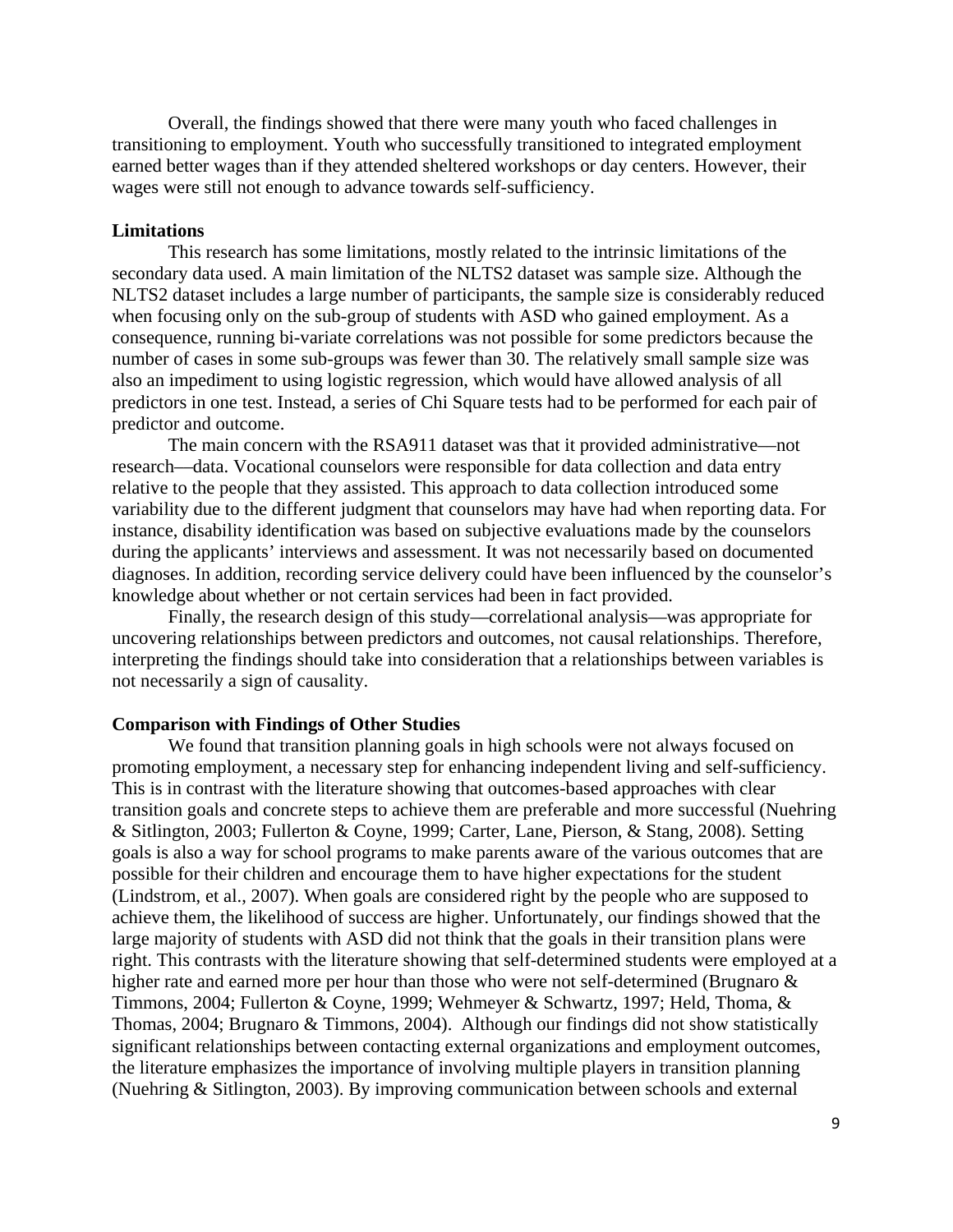Overall, the findings showed that there were many youth who faced challenges in transitioning to employment. Youth who successfully transitioned to integrated employment earned better wages than if they attended sheltered workshops or day centers. However, their wages were still not enough to advance towards self-sufficiency.

**Limitations**

This research has some limitations, mostly related to the intrinsic limitations of the secondary data used. A main limitation of the NLTS2 dataset was sample size. Although the NLTS2 dataset includes a large number of participants, the sample size is considerably reduced when focusing only on the sub-group of students with ASD who gained employment. As a consequence, running bi-variate correlations was not possible for some predictors because the number of cases in some sub-groups was fewer than 30. The relatively small sample size was also an impediment to using logistic regression, which would have allowed analysis of all predictors in one test. Instead, a series of Chi Square tests had to be performed for each pair of predictor and outcome.

The main concern with the RSA911 dataset was that it provided administrative—not research—data. Vocational counselors were responsible for data collection and data entry relative to the people that they assisted. This approach to data collection introduced some variability due to the different judgment that counselors may have had when reporting data. For instance, disability identification was based on subjective evaluations made by the counselors during the applicants' interviews and assessment. It was not necessarily based on documented diagnoses. In addition, recording service delivery could have been influenced by the counselor's knowledge about whether or not certain services had been in fact provided.

Finally, the research design of this study—correlational analysis—was appropriate for uncovering relationships between predictors and outcomes, not causal relationships. Therefore, interpreting the findings should take into consideration that a relationships between variables is not necessarily a sign of causality.

**Comparison with Findings of Other Studies**

We found that transition planning goals in high schools were not always focused on promoting employment, a necessary step for enhancing independent living and self-sufficiency. This is in contrast with the literature showing that outcomes-based approaches with clear transition goals and concrete steps to achieve them are preferable and more successful (Nuehring & Sitlington, 2003; Fullerton & Coyne, 1999; Carter, Lane, Pierson, & Stang, 2008). Setting goals is also a way for school programs to make parents aware of the various outcomes that are possible for their children and encourage them to have higher expectations for the student (Lindstrom, et al., 2007). When goals are considered right by the people who are supposed to achieve them, the likelihood of success are higher. Unfortunately, our findings showed that the large majority of students with ASD did not think that the goals in their transition plans were right. This contrasts with the literature showing that self-determined students were employed at a higher rate and earned more per hour than those who were not self-determined (Brugnaro & Timmons, 2004; Fullerton & Coyne, 1999; Wehmeyer & Schwartz, 1997; Held, Thoma, & Thomas, 2004; Brugnaro & Timmons, 2004). Although our findings did not show statistically significant relationships between contacting external organizations and employment outcomes, the literature emphasizes the importance of involving multiple players in transition planning (Nuehring & Sitlington, 2003). By improving communication between schools and external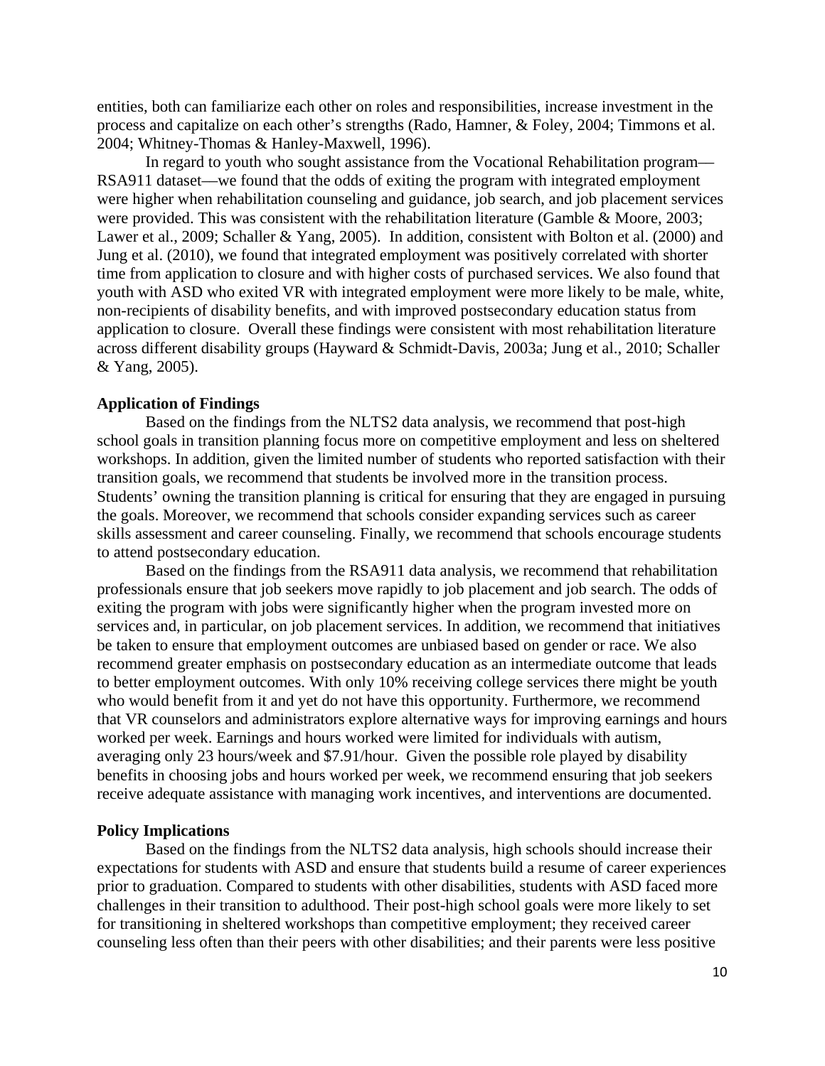entities, both can familiarize each other on roles and responsibilities, increase investment in the process and capitalize on each other's strengths (Rado, Hamner, & Foley, 2004; Timmons et al. 2004; Whitney-Thomas & Hanley-Maxwell, 1996).

In regard to youth who sought assistance from the Vocational Rehabilitation program—RSA911 dataset—we found that the odds of exiting the program with integrated employment were higher when rehabilitation counseling and guidance, job search, and job placement services were provided. This was consistent with the rehabilitation literature (Gamble & Moore, 2003; Lawer et al., 2009; Schaller & Yang, 2005). In addition, consistent with Bolton et al. (2000) and Jung et al. (2010), we found that integrated employment was positively correlated with shorter time from application to closure and with higher costs of purchased services. We also found that youth with ASD who exited VR with integrated employment were more likely to be male, white, non-recipients of disability benefits, and with improved postsecondary education status from application to closure. Overall these findings were consistent with most rehabilitation literature across different disability groups (Hayward & Schmidt-Davis, 2003a; Jung et al., 2010; Schaller & Yang, 2005).

**Application of Findings**

Based on the findings from the NLTS2 data analysis, we recommend that post-high school goals in transition planning focus more on competitive employment and less on sheltered workshops. In addition, given the limited number of students who reported satisfaction with their transition goals, we recommend that students be involved more in the transition process. Students' owning the transition planning is critical for ensuring that they are engaged in pursuing the goals. Moreover, we recommend that schools consider expanding services such as career skills assessment and career counseling. Finally, we recommend that schools encourage students to attend postsecondary education.

Based on the findings from the RSA911 data analysis, we recommend that rehabilitation professionals ensure that job seekers move rapidly to job placement and job search. The odds of exiting the program with jobs were significantly higher when the program invested more on services and, in particular, on job placement services. In addition, we recommend that initiatives be taken to ensure that employment outcomes are unbiased based on gender or race. We also recommend greater emphasis on postsecondary education as an intermediate outcome that leads to better employment outcomes. With only 10% receiving college services there might be youth who would benefit from it and yet do not have this opportunity. Furthermore, we recommend that VR counselors and administrators explore alternative ways for improving earnings and hours worked per week. Earnings and hours worked were limited for individuals with autism, averaging only 23 hours/week and $7.91/hour. Given the possible role played by disability benefits in choosing jobs and hours worked per week, we recommend ensuring that job seekers receive adequate assistance with managing work incentives, and interventions are documented.

**Policy Implications**

Based on the findings from the NLTS2 data analysis, high schools should increase their expectations for students with ASD and ensure that students build a resume of career experiences prior to graduation. Compared to students with other disabilities, students with ASD faced more challenges in their transition to adulthood. Their post-high school goals were more likely to set for transitioning in sheltered workshops than competitive employment; they received career counseling less often than their peers with other disabilities; and their parents were less positive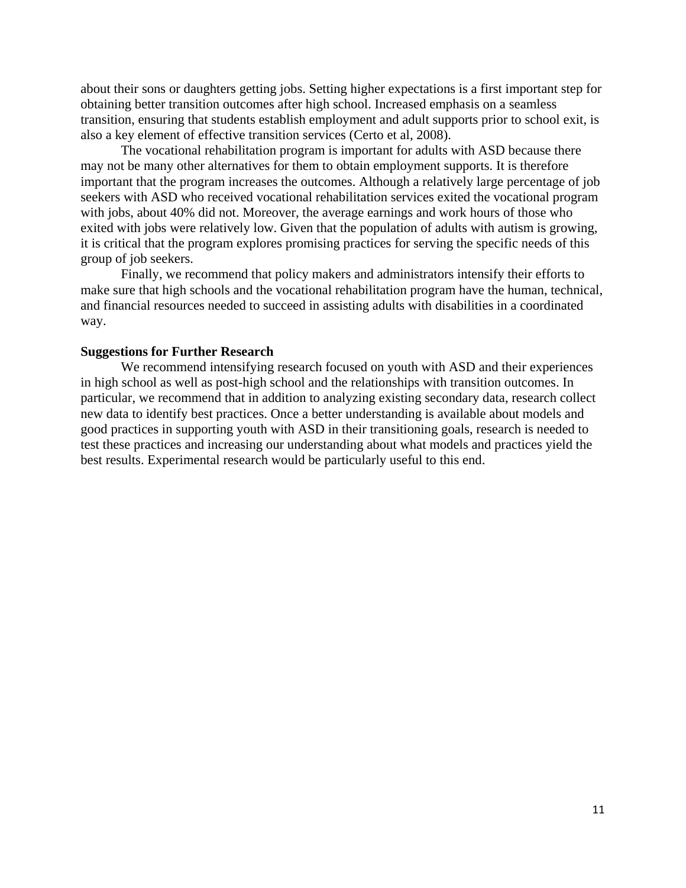about their sons or daughters getting jobs. Setting higher expectations is a first important step for obtaining better transition outcomes after high school. Increased emphasis on a seamless transition, ensuring that students establish employment and adult supports prior to school exit, is also a key element of effective transition services (Certo et al, 2008).

The vocational rehabilitation program is important for adults with ASD because there may not be many other alternatives for them to obtain employment supports. It is therefore important that the program increases the outcomes. Although a relatively large percentage of job seekers with ASD who received vocational rehabilitation services exited the vocational program with jobs, about 40% did not. Moreover, the average earnings and work hours of those who exited with jobs were relatively low. Given that the population of adults with autism is growing, it is critical that the program explores promising practices for serving the specific needs of this group of job seekers.

Finally, we recommend that policy makers and administrators intensify their efforts to make sure that high schools and the vocational rehabilitation program have the human, technical, and financial resources needed to succeed in assisting adults with disabilities in a coordinated way.

**Suggestions for Further Research**

We recommend intensifying research focused on youth with ASD and their experiences in high school as well as post-high school and the relationships with transition outcomes. In particular, we recommend that in addition to analyzing existing secondary data, research collect new data to identify best practices. Once a better understanding is available about models and good practices in supporting youth with ASD in their transitioning goals, research is needed to test these practices and increasing our understanding about what models and practices yield the best results. Experimental research would be particularly useful to this end.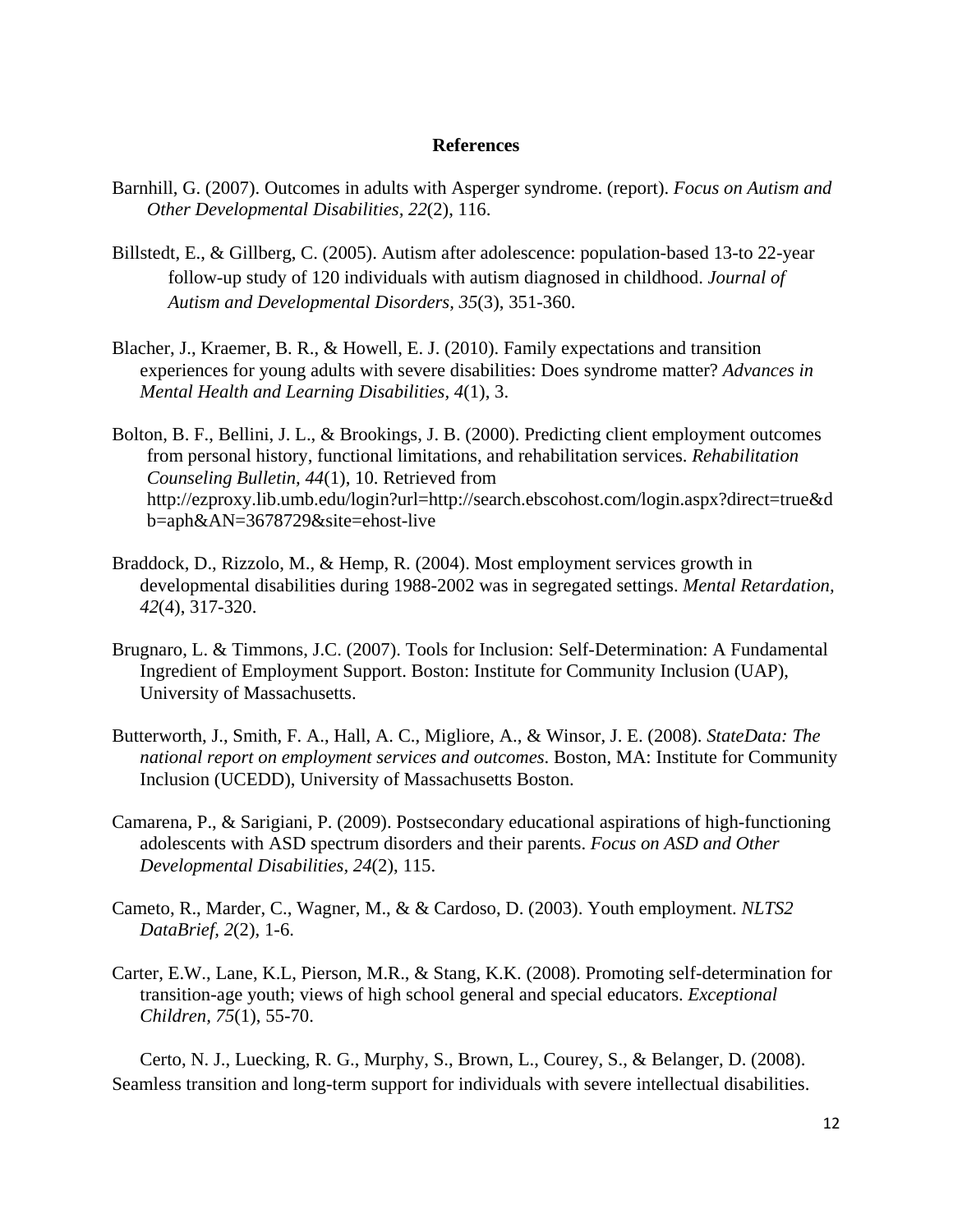# References

Barnhill, G. (2007). Outcomes in adults with Asperger syndrome. (report). *Focus on Autism and Other Developmental Disabilities, 22*(2), 116.

Billstedt, E., & Gillberg, C. (2005). Autism after adolescence: population-based 13-to 22-year follow-up study of 120 individuals with autism diagnosed in childhood. *Journal of Autism and Developmental Disorders, 35*(3), 351-360.

Blacher, J., Kraemer, B. R., & Howell, E. J. (2010). Family expectations and transition experiences for young adults with severe disabilities: Does syndrome matter? *Advances in Mental Health and Learning Disabilities, 4*(1), 3.

Bolton, B. F., Bellini, J. L., & Brookings, J. B. (2000). Predicting client employment outcomes from personal history, functional limitations, and rehabilitation services. *Rehabilitation Counseling Bulletin, 44*(1), 10. Retrieved from http://ezproxy.lib.umb.edu/login?url=http://search.ebscohost.com/login.aspx?direct=true&db=aph&AN=3678729&site=ehost-live

Braddock, D., Rizzolo, M., & Hemp, R. (2004). Most employment services growth in developmental disabilities during 1988-2002 was in segregated settings. *Mental Retardation, 42*(4), 317-320.

Brugnaro, L. & Timmons, J.C. (2007). Tools for Inclusion: Self-Determination: A Fundamental Ingredient of Employment Support. Boston: Institute for Community Inclusion (UAP), University of Massachusetts.

Butterworth, J., Smith, F. A., Hall, A. C., Migliore, A., & Winsor, J. E. (2008). *StateData: The national report on employment services and outcomes*. Boston, MA: Institute for Community Inclusion (UCEDD), University of Massachusetts Boston.

Camarena, P., & Sarigiani, P. (2009). Postsecondary educational aspirations of high-functioning adolescents with ASD spectrum disorders and their parents. *Focus on ASD and Other Developmental Disabilities, 24*(2), 115.

Cameto, R., Marder, C., Wagner, M., & & Cardoso, D. (2003). Youth employment. *NLTS2 DataBrief, 2*(2), 1-6.

Carter, E.W., Lane, K.L, Pierson, M.R., & Stang, K.K. (2008). Promoting self-determination for transition-age youth; views of high school general and special educators. *Exceptional Children, 75*(1), 55-70.

Certo, N. J., Luecking, R. G., Murphy, S., Brown, L., Courey, S., & Belanger, D. (2008). Seamless transition and long-term support for individuals with severe intellectual disabilities.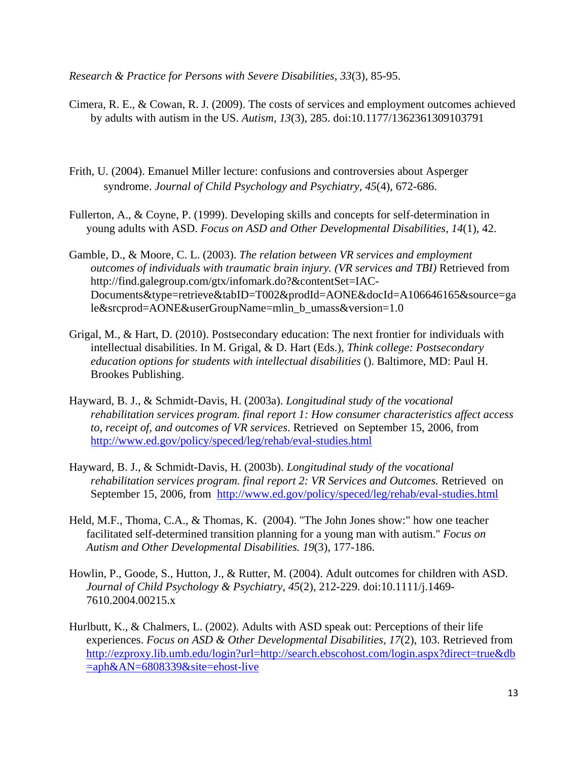*Research & Practice for Persons with Severe Disabilities*, *33*(3), 85-95.

Cimera, R. E., & Cowan, R. J. (2009). The costs of services and employment outcomes achieved by adults with autism in the US. *Autism, 13*(3), 285. doi:10.1177/1362361309103791

Frith, U. (2004). Emanuel Miller lecture: confusions and controversies about Asperger syndrome. *Journal of Child Psychology and Psychiatry, 45*(4), 672-686.

Fullerton, A., & Coyne, P. (1999). Developing skills and concepts for self-determination in young adults with ASD. *Focus on ASD and Other Developmental Disabilities, 14*(1), 42.

Gamble, D., & Moore, C. L. (2003). *The relation between VR services and employment outcomes of individuals with traumatic brain injury. (VR services and TBI)* Retrieved from http://find.galegroup.com/gtx/infomark.do?&contentSet=IAC-Documents&type=retrieve&tabID=T002&prodId=AONE&docId=A106646165&source=gale&srcprod=AONE&userGroupName=mlin_b_umass&version=1.0

Grigal, M., & Hart, D. (2010). Postsecondary education: The next frontier for individuals with intellectual disabilities. In M. Grigal, & D. Hart (Eds.), *Think college: Postsecondary education options for students with intellectual disabilities* (). Baltimore, MD: Paul H. Brookes Publishing.

Hayward, B. J., & Schmidt-Davis, H. (2003a). *Longitudinal study of the vocational rehabilitation services program. final report 1: How consumer characteristics affect access to, receipt of, and outcomes of VR services*. Retrieved on September 15, 2006, from http://www.ed.gov/policy/speced/leg/rehab/eval-studies.html

Hayward, B. J., & Schmidt-Davis, H. (2003b). *Longitudinal study of the vocational rehabilitation services program. final report 2: VR Services and Outcomes.* Retrieved on September 15, 2006, from http://www.ed.gov/policy/speced/leg/rehab/eval-studies.html

Held, M.F., Thoma, C.A., & Thomas, K. (2004). "The John Jones show:" how one teacher facilitated self-determined transition planning for a young man with autism." *Focus on Autism and Other Developmental Disabilities. 19*(3), 177-186.

Howlin, P., Goode, S., Hutton, J., & Rutter, M. (2004). Adult outcomes for children with ASD. *Journal of Child Psychology & Psychiatry, 45*(2), 212-229. doi:10.1111/j.1469-7610.2004.00215.x

Hurlbutt, K., & Chalmers, L. (2002). Adults with ASD speak out: Perceptions of their life experiences. *Focus on ASD & Other Developmental Disabilities, 17*(2), 103. Retrieved from http://ezproxy.lib.umb.edu/login?url=http://search.ebscohost.com/login.aspx?direct=true&db=aph&AN=6808339&site=ehost-live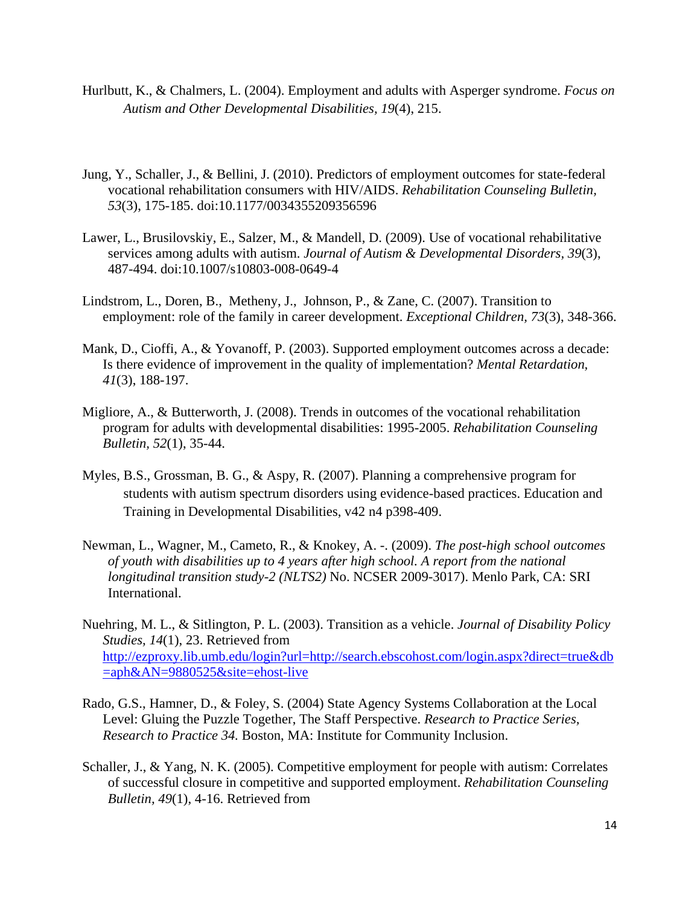Hurlbutt, K., & Chalmers, L. (2004). Employment and adults with Asperger syndrome. *Focus on Autism and Other Developmental Disabilities, 19*(4), 215.

Jung, Y., Schaller, J., & Bellini, J. (2010). Predictors of employment outcomes for state-federal vocational rehabilitation consumers with HIV/AIDS. *Rehabilitation Counseling Bulletin, 53*(3), 175-185. doi:10.1177/0034355209356596

Lawer, L., Brusilovskiy, E., Salzer, M., & Mandell, D. (2009). Use of vocational rehabilitative services among adults with autism. *Journal of Autism & Developmental Disorders, 39*(3), 487-494. doi:10.1007/s10803-008-0649-4

Lindstrom, L., Doren, B., Metheny, J., Johnson, P., & Zane, C. (2007). Transition to employment: role of the family in career development. *Exceptional Children, 73*(3), 348-366.

Mank, D., Cioffi, A., & Yovanoff, P. (2003). Supported employment outcomes across a decade: Is there evidence of improvement in the quality of implementation? *Mental Retardation, 41*(3), 188-197.

Migliore, A., & Butterworth, J. (2008). Trends in outcomes of the vocational rehabilitation program for adults with developmental disabilities: 1995-2005. *Rehabilitation Counseling Bulletin, 52*(1), 35-44.

Myles, B.S., Grossman, B. G., & Aspy, R. (2007). Planning a comprehensive program for students with autism spectrum disorders using evidence-based practices. Education and Training in Developmental Disabilities, v42 n4 p398-409.

Newman, L., Wagner, M., Cameto, R., & Knokey, A. -. (2009). *The post-high school outcomes of youth with disabilities up to 4 years after high school. A report from the national longitudinal transition study-2 (NLTS2)* No. NCSER 2009-3017). Menlo Park, CA: SRI International.

Nuehring, M. L., & Sitlington, P. L. (2003). Transition as a vehicle. *Journal of Disability Policy Studies, 14*(1), 23. Retrieved from http://ezproxy.lib.umb.edu/login?url=http://search.ebscohost.com/login.aspx?direct=true&db=aph&AN=9880525&site=ehost-live

Rado, G.S., Hamner, D., & Foley, S. (2004) State Agency Systems Collaboration at the Local Level: Gluing the Puzzle Together, The Staff Perspective. *Research to Practice Series, Research to Practice 34.* Boston, MA: Institute for Community Inclusion.

Schaller, J., & Yang, N. K. (2005). Competitive employment for people with autism: Correlates of successful closure in competitive and supported employment. *Rehabilitation Counseling Bulletin, 49*(1), 4-16. Retrieved from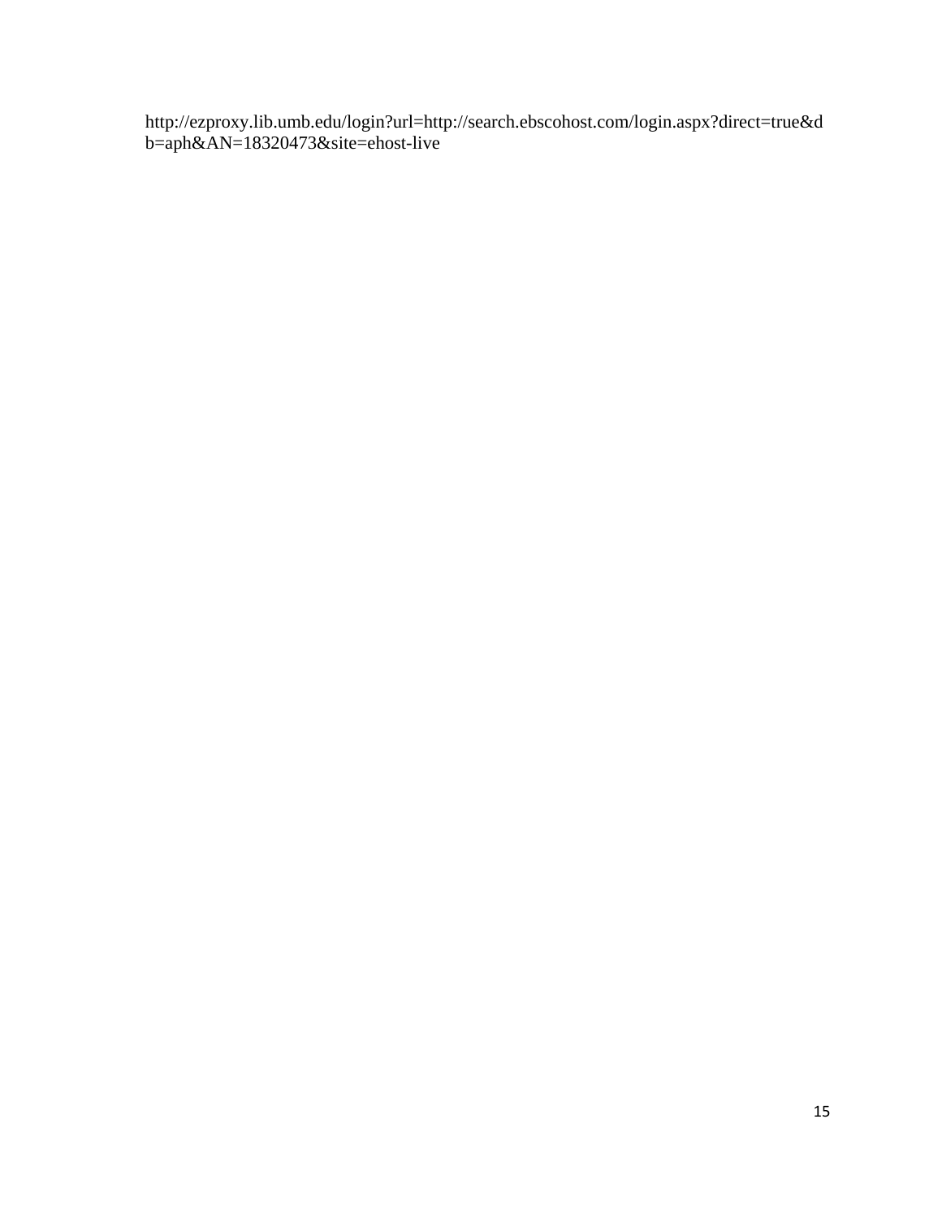http://ezproxy.lib.umb.edu/login?url=http://search.ebscohost.com/login.aspx?direct=true&db=aph&AN=18320473&site=ehost-live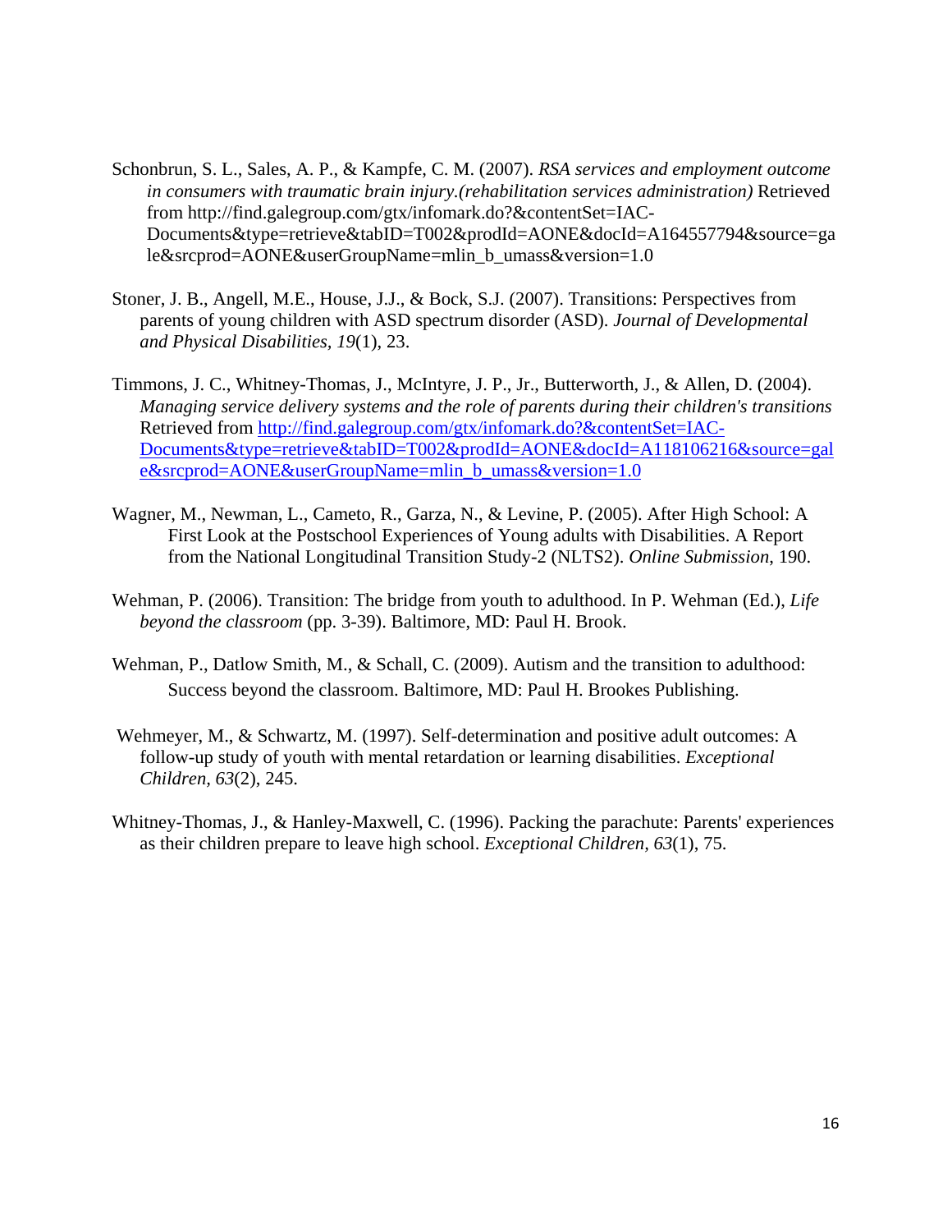Schonbrun, S. L., Sales, A. P., & Kampfe, C. M. (2007). *RSA services and employment outcome in consumers with traumatic brain injury.(rehabilitation services administration)* Retrieved from http://find.galegroup.com/gtx/infomark.do?&contentSet=IAC-Documents&type=retrieve&tabID=T002&prodId=AONE&docId=A164557794&source=gale&srcprod=AONE&userGroupName=mlin_b_umass&version=1.0

Stoner, J. B., Angell, M.E., House, J.J., & Bock, S.J. (2007). Transitions: Perspectives from parents of young children with ASD spectrum disorder (ASD). *Journal of Developmental and Physical Disabilities, 19*(1), 23.

Timmons, J. C., Whitney-Thomas, J., McIntyre, J. P., Jr., Butterworth, J., & Allen, D. (2004). *Managing service delivery systems and the role of parents during their children's transitions* Retrieved from [http://find.galegroup.com/gtx/infomark.do?&contentSet=IAC-Documents&type=retrieve&tabID=T002&prodId=AONE&docId=A118106216&source=gale&srcprod=AONE&userGroupName=mlin_b_umass&version=1.0](http://find.galegroup.com/gtx/infomark.do?&contentSet=IAC-Documents&type=retrieve&tabID=T002&prodId=AONE&docId=A118106216&source=gale&srcprod=AONE&userGroupName=mlin_b_umass&version=1.0)

Wagner, M., Newman, L., Cameto, R., Garza, N., & Levine, P. (2005). After High School: A First Look at the Postschool Experiences of Young adults with Disabilities. A Report from the National Longitudinal Transition Study-2 (NLTS2). *Online Submission*, 190.

Wehman, P. (2006). Transition: The bridge from youth to adulthood. In P. Wehman (Ed.), *Life beyond the classroom* (pp. 3-39). Baltimore, MD: Paul H. Brook.

Wehman, P., Datlow Smith, M., & Schall, C. (2009). Autism and the transition to adulthood: Success beyond the classroom. Baltimore, MD: Paul H. Brookes Publishing.

Wehmeyer, M., & Schwartz, M. (1997). Self-determination and positive adult outcomes: A follow-up study of youth with mental retardation or learning disabilities. *Exceptional Children, 63*(2), 245.

Whitney-Thomas, J., & Hanley-Maxwell, C. (1996). Packing the parachute: Parents' experiences as their children prepare to leave high school. *Exceptional Children, 63*(1), 75.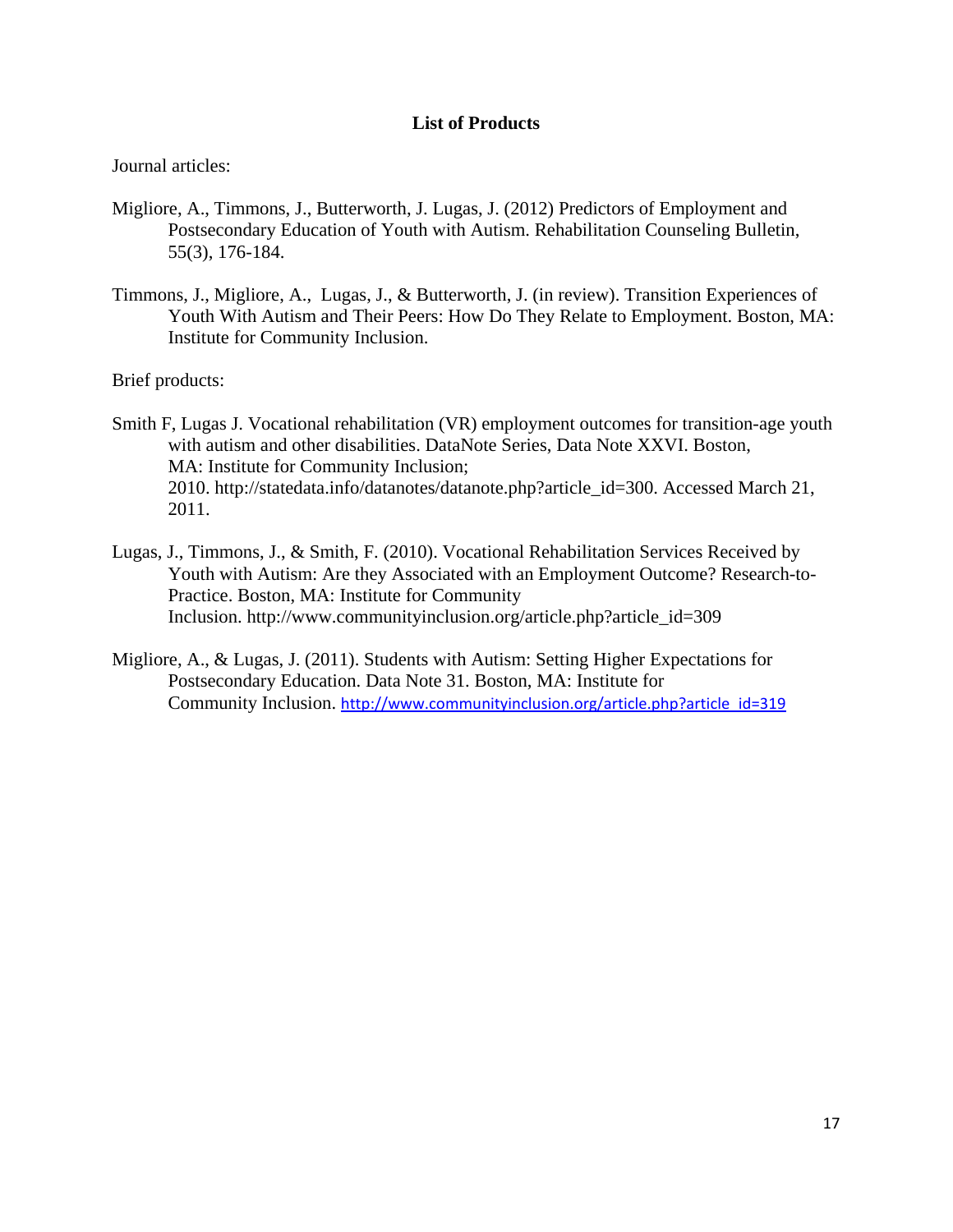**List of Products**

Journal articles:

Migliore, A., Timmons, J., Butterworth, J. Lugas, J. (2012) Predictors of Employment and Postsecondary Education of Youth with Autism. Rehabilitation Counseling Bulletin, 55(3), 176-184.

Timmons, J., Migliore, A., Lugas, J., & Butterworth, J. (in review). Transition Experiences of Youth With Autism and Their Peers: How Do They Relate to Employment. Boston, MA: Institute for Community Inclusion.

Brief products:

Smith F, Lugas J. Vocational rehabilitation (VR) employment outcomes for transition-age youth with autism and other disabilities. DataNote Series, Data Note XXVI. Boston, MA: Institute for Community Inclusion; 2010. http://statedata.info/datanotes/datanote.php?article_id=300. Accessed March 21, 2011.

Lugas, J., Timmons, J., & Smith, F. (2010). Vocational Rehabilitation Services Received by Youth with Autism: Are they Associated with an Employment Outcome? Research-to-Practice. Boston, MA: Institute for Community Inclusion. http://www.communityinclusion.org/article.php?article_id=309

Migliore, A., & Lugas, J. (2011). Students with Autism: Setting Higher Expectations for Postsecondary Education. Data Note 31. Boston, MA: Institute for Community Inclusion. http://www.communityinclusion.org/article.php?article_id=319